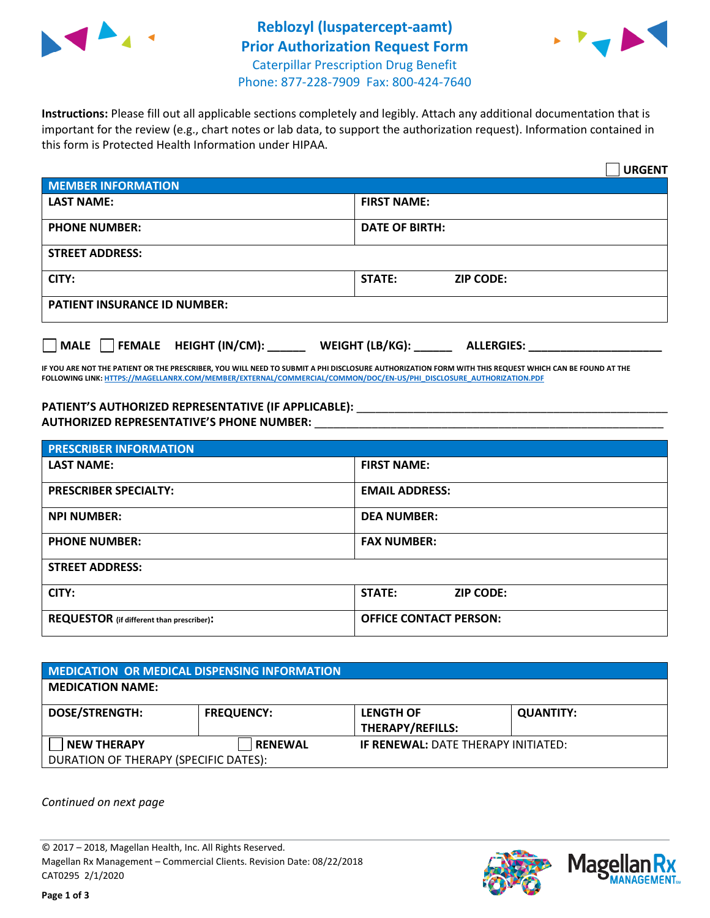# Reblozyl (luspatercept-aamt) Prior Authorization Request Form

Caterpillar Prescription Drug Benefit
Phone: 877-228-7909 Fax: 800-424-7640

**Instructions:** Please fill out all applicable sections completely and legibly. Attach any additional documentation that is important for the review (e.g., chart notes or lab data, to support the authorization request). Information contained in this form is Protected Health Information under HIPAA.

☐ **URGENT**

| **MEMBER INFORMATION** | |
|---|---|
| **LAST NAME:** | **FIRST NAME:** |
| **PHONE NUMBER:** | **DATE OF BIRTH:** |
| **STREET ADDRESS:** | |
| **CITY:** | **STATE:** **ZIP CODE:** |
| **PATIENT INSURANCE ID NUMBER:** | |

☐ **MALE** ☐ **FEMALE** **HEIGHT (IN/CM):** ______ **WEIGHT (LB/KG):** ______ **ALLERGIES:** ____________________

**IF YOU ARE NOT THE PATIENT OR THE PRESCRIBER, YOU WILL NEED TO SUBMIT A PHI DISCLOSURE AUTHORIZATION FORM WITH THIS REQUEST WHICH CAN BE FOUND AT THE FOLLOWING LINK: HTTPS://MAGELLANRX.COM/MEMBER/EXTERNAL/COMMERCIAL/COMMON/DOC/EN-US/PHI_DISCLOSURE_AUTHORIZATION.PDF**

**PATIENT'S AUTHORIZED REPRESENTATIVE (IF APPLICABLE):** ____________________
**AUTHORIZED REPRESENTATIVE'S PHONE NUMBER:** ____________________

| **PRESCRIBER INFORMATION** | |
|---|---|
| **LAST NAME:** | **FIRST NAME:** |
| **PRESCRIBER SPECIALTY:** | **EMAIL ADDRESS:** |
| **NPI NUMBER:** | **DEA NUMBER:** |
| **PHONE NUMBER:** | **FAX NUMBER:** |
| **STREET ADDRESS:** | |
| **CITY:** | **STATE:** **ZIP CODE:** |
| **REQUESTOR** (if different than prescriber)**:** | **OFFICE CONTACT PERSON:** |

| **MEDICATION OR MEDICAL DISPENSING INFORMATION** | | | |
|---|---|---|---|
| **MEDICATION NAME:** | | | |
| **DOSE/STRENGTH:** | **FREQUENCY:** | **LENGTH OF THERAPY/REFILLS:** | **QUANTITY:** |
| ☐ **NEW THERAPY** | ☐ **RENEWAL** | **IF RENEWAL:** DATE THERAPY INITIATED: | |
| DURATION OF THERAPY (SPECIFIC DATES): | | | |

*Continued on next page*

© 2017 – 2018, Magellan Health, Inc. All Rights Reserved.
Magellan Rx Management – Commercial Clients. Revision Date: 08/22/2018
CAT0295 2/1/2020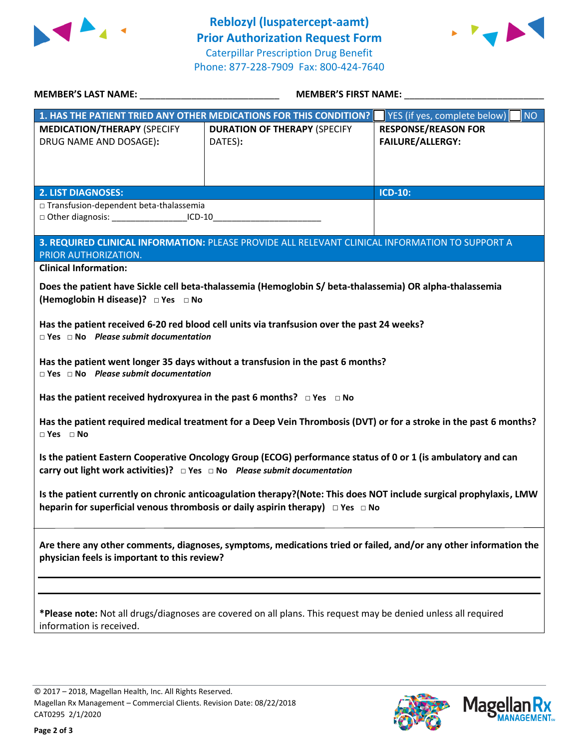# Reblozyl (luspatercept-aamt)
## Prior Authorization Request Form
Caterpillar Prescription Drug Benefit
Phone: 877-228-7909 Fax: 800-424-7640

**MEMBER'S LAST NAME:** ___________________________ **MEMBER'S FIRST NAME:** ___________________________

| **1. HAS THE PATIENT TRIED ANY OTHER MEDICATIONS FOR THIS CONDITION?** | | ☐ YES (if yes, complete below) ☐ NO |
|---|---|---|
| **MEDICATION/THERAPY** (SPECIFY DRUG NAME AND DOSAGE): | **DURATION OF THERAPY** (SPECIFY DATES): | **RESPONSE/REASON FOR FAILURE/ALLERGY:** |
| | | |

| **2. LIST DIAGNOSES:** | **ICD-10:** |
|---|---|
| □ Transfusion-dependent beta-thalassemia<br>□ Other diagnosis: _______________ICD-10______________________ | |

**3. REQUIRED CLINICAL INFORMATION:** PLEASE PROVIDE ALL RELEVANT CLINICAL INFORMATION TO SUPPORT A PRIOR AUTHORIZATION.

**Clinical Information:**

**Does the patient have Sickle cell beta-thalassemia (Hemoglobin S/ beta-thalassemia) OR alpha-thalassemia (Hemoglobin H disease)?** □ **Yes** □ **No**

**Has the patient received 6-20 red blood cell units via tranfsusion over the past 24 weeks?**
□ **Yes** □ **No** ***Please submit documentation***

**Has the patient went longer 35 days without a transfusion in the past 6 months?**
□ **Yes** □ **No** ***Please submit documentation***

**Has the patient received hydroxyurea in the past 6 months?** □ **Yes** □ **No**

**Has the patient required medical treatment for a Deep Vein Thrombosis (DVT) or for a stroke in the past 6 months?**
□ **Yes** □ **No**

**Is the patient Eastern Cooperative Oncology Group (ECOG) performance status of 0 or 1 (is ambulatory and can carry out light work activities)?** □ **Yes** □ **No** ***Please submit documentation***

**Is the patient currently on chronic anticoagulation therapy?(Note: This does NOT include surgical prophylaxis, LMW heparin for superficial venous thrombosis or daily aspirin therapy)** □ **Yes** □ **No**

**Are there any other comments, diagnoses, symptoms, medications tried or failed, and/or any other information the physician feels is important to this review?**

___________________________________________________________________________

___________________________________________________________________________

**\*Please note:** Not all drugs/diagnoses are covered on all plans. This request may be denied unless all required information is received.

© 2017 – 2018, Magellan Health, Inc. All Rights Reserved.
Magellan Rx Management – Commercial Clients. Revision Date: 08/22/2018
CAT0295 2/1/2020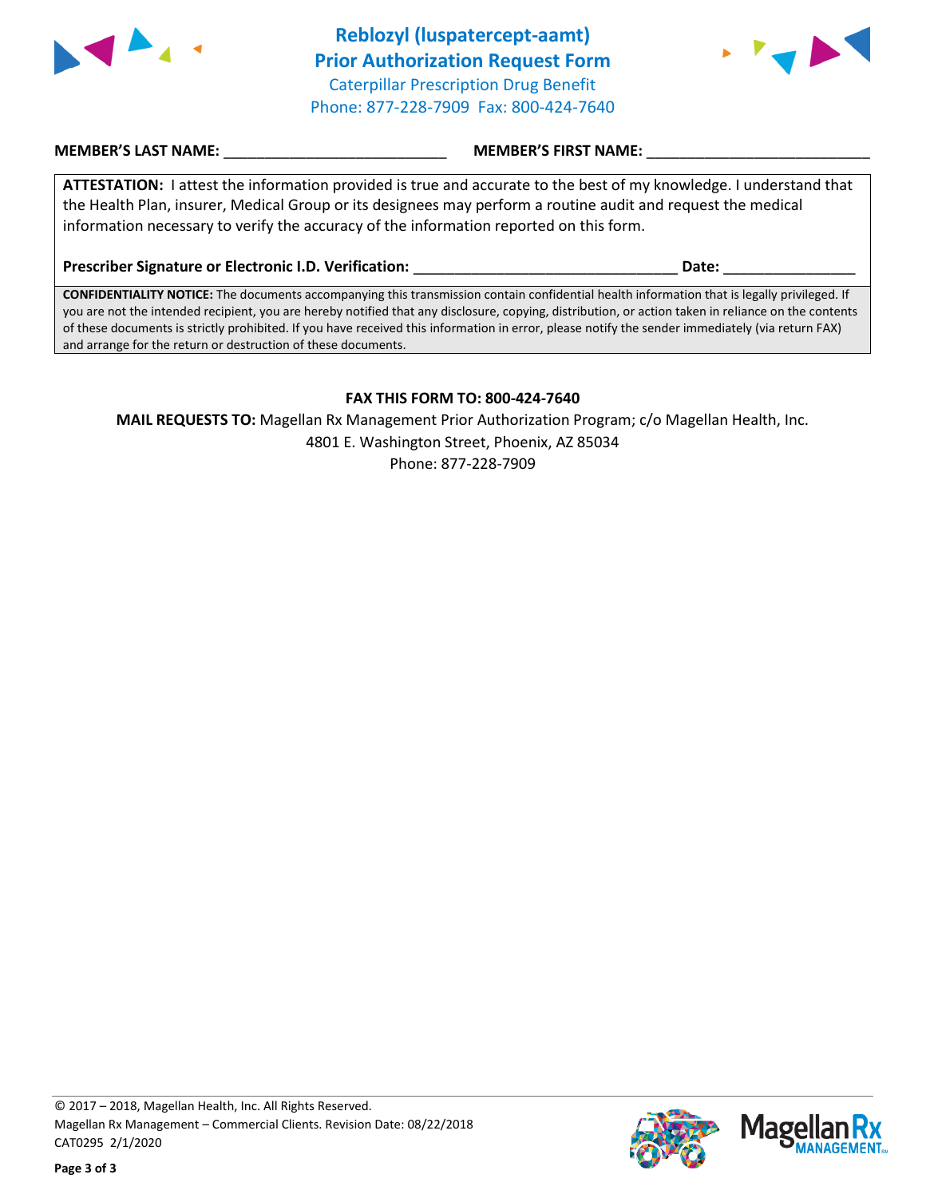# Reblozyl (luspatercept-aamt) Prior Authorization Request Form

Caterpillar Prescription Drug Benefit
Phone: 877-228-7909 Fax: 800-424-7640

**MEMBER'S LAST NAME:** ___________________________ **MEMBER'S FIRST NAME:** ___________________________

**ATTESTATION:** I attest the information provided is true and accurate to the best of my knowledge. I understand that the Health Plan, insurer, Medical Group or its designees may perform a routine audit and request the medical information necessary to verify the accuracy of the information reported on this form.

**Prescriber Signature or Electronic I.D. Verification:** _______________________________ **Date:** _______________

**CONFIDENTIALITY NOTICE:** The documents accompanying this transmission contain confidential health information that is legally privileged. If you are not the intended recipient, you are hereby notified that any disclosure, copying, distribution, or action taken in reliance on the contents of these documents is strictly prohibited. If you have received this information in error, please notify the sender immediately (via return FAX) and arrange for the return or destruction of these documents.

**FAX THIS FORM TO: 800-424-7640**

**MAIL REQUESTS TO:** Magellan Rx Management Prior Authorization Program; c/o Magellan Health, Inc.
4801 E. Washington Street, Phoenix, AZ 85034
Phone: 877-228-7909

© 2017 – 2018, Magellan Health, Inc. All Rights Reserved.
Magellan Rx Management – Commercial Clients. Revision Date: 08/22/2018
CAT0295 2/1/2020